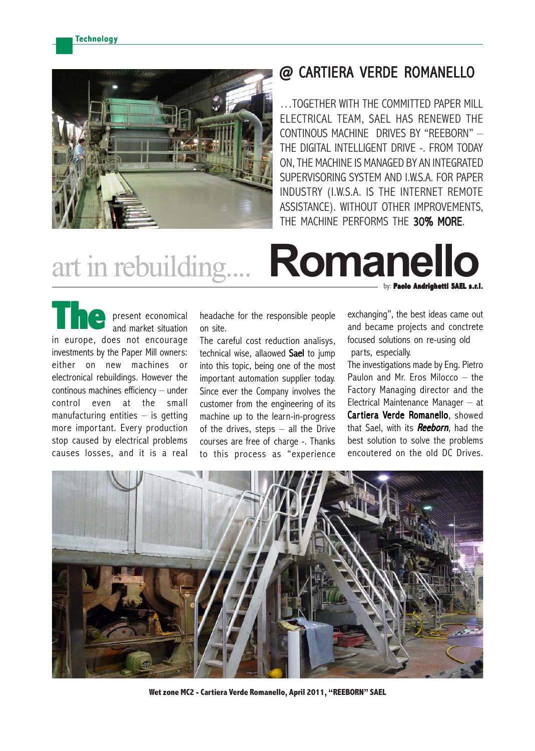## @ CARTIERA VERDE ROMANELLO

…TOGETHER WITH THE COMMITTED PAPER MILL ELECTRICAL TEAM, SAEL HAS RENEWED THE CONTINOUS MACHINE DRIVES BY "REEBORN" – THE DIGITAL INTELLIGENT DRIVE -. FROM TODAY ON, THE MACHINE IS MANAGED BY AN INTEGRATED SUPERVISORING SYSTEM AND I.W.S.A. FOR PAPER INDUSTRY (I.W.S.A. IS THE INTERNET REMOTE ASSISTANCE). WITHOUT OTHER IMPROVEMENTS, THE MACHINE PERFORMS THE **30% MORE**.

# art in rebuilding.... Romanello

by: **Paolo Andrighetti SAEL s.r.l.**

**The** present economical and market situation in europe, does not encourage investments by the Paper Mill owners: either on new machines or electronical rebuildings. However the continous machines efficiency – under control even at the small manufacturing entities – is getting more important. Every production stop caused by electrical problems causes losses, and it is a real headache for the responsible people on site.

The careful cost reduction analisys, technical wise, allaowed **Sael** to jump into this topic, being one of the most important automation supplier today. Since ever the Company involves the customer from the engineering of its machine up to the learn-in-progress of the drives, steps – all the Drive courses are free of charge -. Thanks to this process as "experience exchanging", the best ideas came out and became projects and conctrete focused solutions on re-using old parts, especially.

The investigations made by Eng. Pietro Paulon and Mr. Eros Milocco – the Factory Managing director and the Electrical Maintenance Manager – at **Cartiera Verde Romanello**, showed that Sael, with its ***Reeborn***, had the best solution to solve the problems encoutered on the old DC Drives.

**Wet zone MC2 - Cartiera Verde Romanello, April 2011, "REEBORN" SAEL**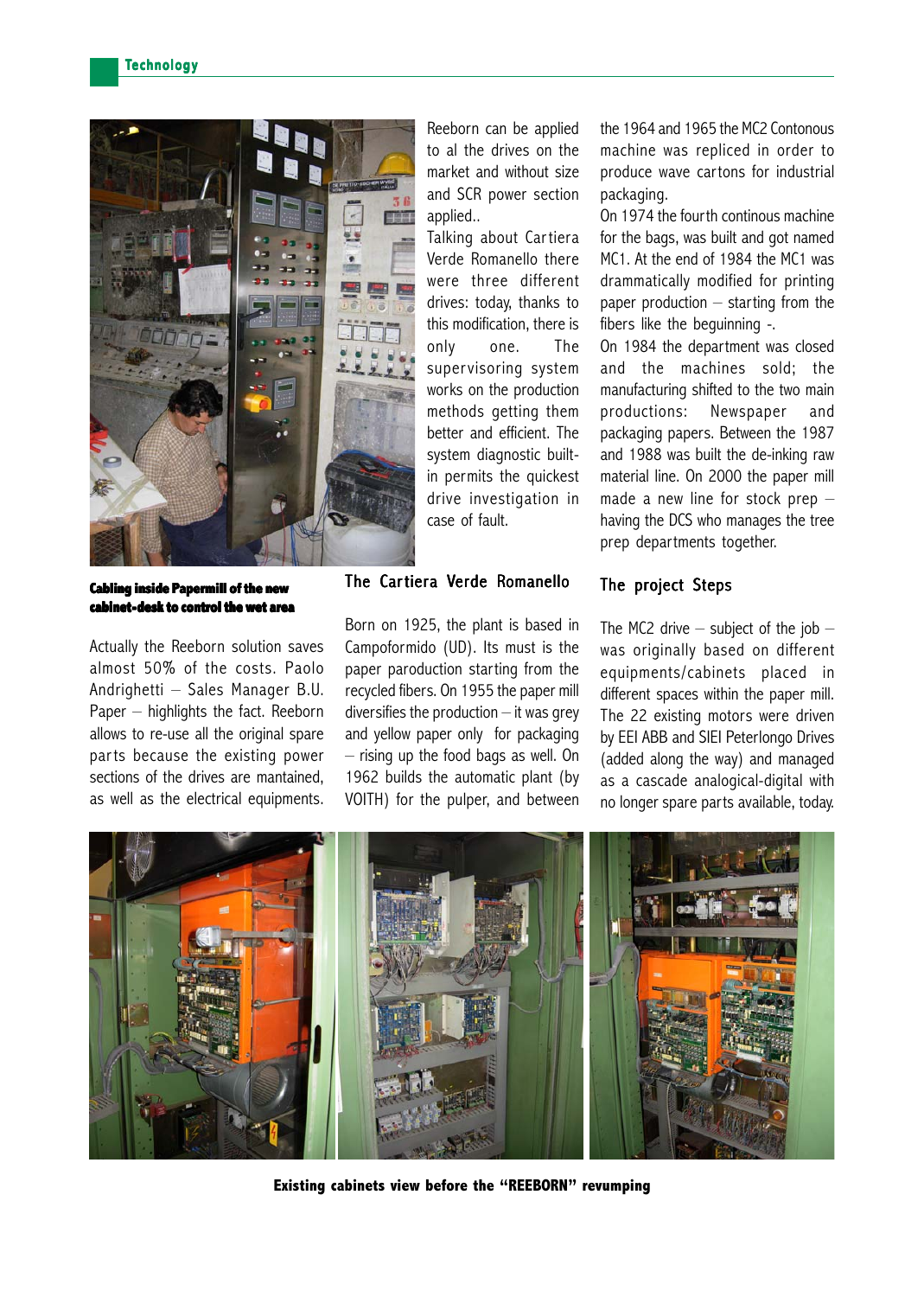Cabling inside Papermill of the new cabinet-desk to control the wet area

Actually the Reeborn solution saves almost 50% of the costs. Paolo Andrighetti – Sales Manager B.U. Paper – highlights the fact. Reeborn allows to re-use all the original spare parts because the existing power sections of the drives are mantained, as well as the electrical equipments.

Reeborn can be applied to al the drives on the market and without size and SCR power section applied..

Talking about Cartiera Verde Romanello there were three different drives: today, thanks to this modification, there is only one. The supervisoring system works on the production methods getting them better and efficient. The system diagnostic built-in permits the quickest drive investigation in case of fault.

## The Cartiera Verde Romanello

Born on 1925, the plant is based in Campoformido (UD). Its must is the paper paroduction starting from the recycled fibers. On 1955 the paper mill diversifies the production – it was grey and yellow paper only for packaging – rising up the food bags as well. On 1962 builds the automatic plant (by VOITH) for the pulper, and between the 1964 and 1965 the MC2 Contonous machine was repliced in order to produce wave cartons for industrial packaging.

On 1974 the fourth continous machine for the bags, was built and got named MC1. At the end of 1984 the MC1 was drammatically modified for printing paper production – starting from the fibers like the beguinning -.

On 1984 the department was closed and the machines sold; the manufacturing shifted to the two main productions: Newspaper and packaging papers. Between the 1987 and 1988 was built the de-inking raw material line. On 2000 the paper mill made a new line for stock prep – having the DCS who manages the tree prep departments together.

## The project Steps

The MC2 drive – subject of the job – was originally based on different equipments/cabinets placed in different spaces within the paper mill. The 22 existing motors were driven by EEI ABB and SIEI Peterlongo Drives (added along the way) and managed as a cascade analogical-digital with no longer spare parts available, today.

Existing cabinets view before the "REEBORN" revumping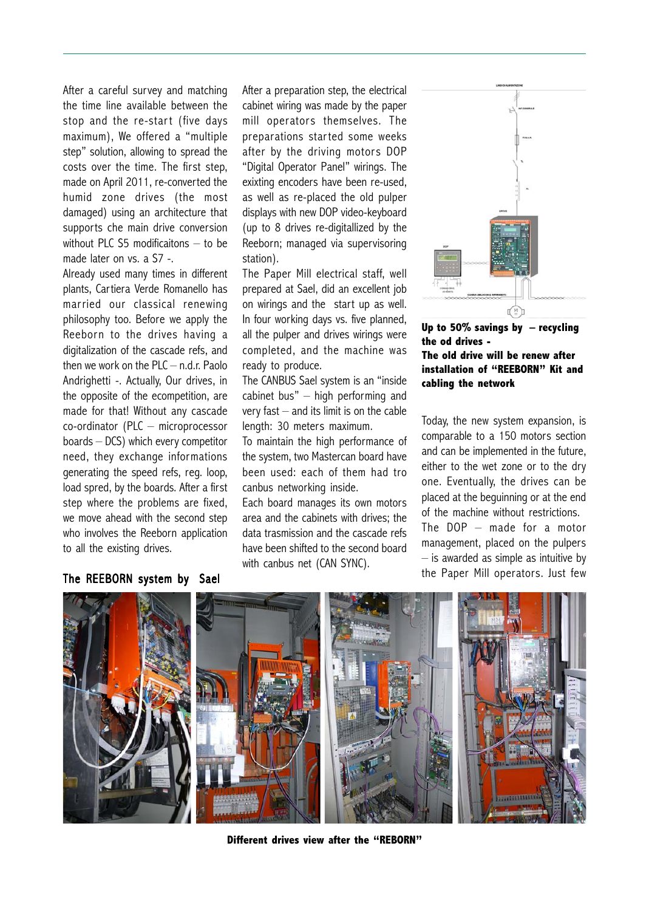After a careful survey and matching the time line available between the stop and the re-start (five days maximum), We offered a "multiple step" solution, allowing to spread the costs over the time. The first step, made on April 2011, re-converted the humid zone drives (the most damaged) using an architecture that supports che main drive conversion without PLC S5 modificaitons – to be made later on vs. a S7 -.

Already used many times in different plants, Cartiera Verde Romanello has married our classical renewing philosophy too. Before we apply the Reeborn to the drives having a digitalization of the cascade refs, and then we work on the PLC – n.d.r. Paolo Andrighetti -. Actually, Our drives, in the opposite of the ecompetition, are made for that! Without any cascade co-ordinator (PLC – microprocessor boards – DCS) which every competitor need, they exchange informations generating the speed refs, reg. loop, load spred, by the boards. After a first step where the problems are fixed, we move ahead with the second step who involves the Reeborn application to all the existing drives.

## The REEBORN system by Sael

After a preparation step, the electrical cabinet wiring was made by the paper mill operators themselves. The preparations started some weeks after by the driving motors DOP "Digital Operator Panel" wirings. The exixting encoders have been re-used, as well as re-placed the old pulper displays with new DOP video-keyboard (up to 8 drives re-digitallized by the Reeborn; managed via supervisoring station).

The Paper Mill electrical staff, well prepared at Sael, did an excellent job on wirings and the start up as well. In four working days vs. five planned, all the pulper and drives wirings were completed, and the machine was ready to produce.

The CANBUS Sael system is an "inside cabinet bus" – high performing and very fast – and its limit is on the cable length: 30 meters maximum.

To maintain the high performance of the system, two Mastercan board have been used: each of them had tro canbus networking inside.

Each board manages its own motors area and the cabinets with drives; the data trasmission and the cascade refs have been shifted to the second board with canbus net (CAN SYNC).

**Up to 50% savings by – recycling the od drives -**
**The old drive will be renew after installation of "REEBORN" Kit and cabling the network**

Today, the new system expansion, is comparable to a 150 motors section and can be implemented in the future, either to the wet zone or to the dry one. Eventually, the drives can be placed at the beguinning or at the end of the machine without restrictions.

The DOP – made for a motor management, placed on the pulpers – is awarded as simple as intuitive by the Paper Mill operators. Just few

**Different drives view after the "REBORN"**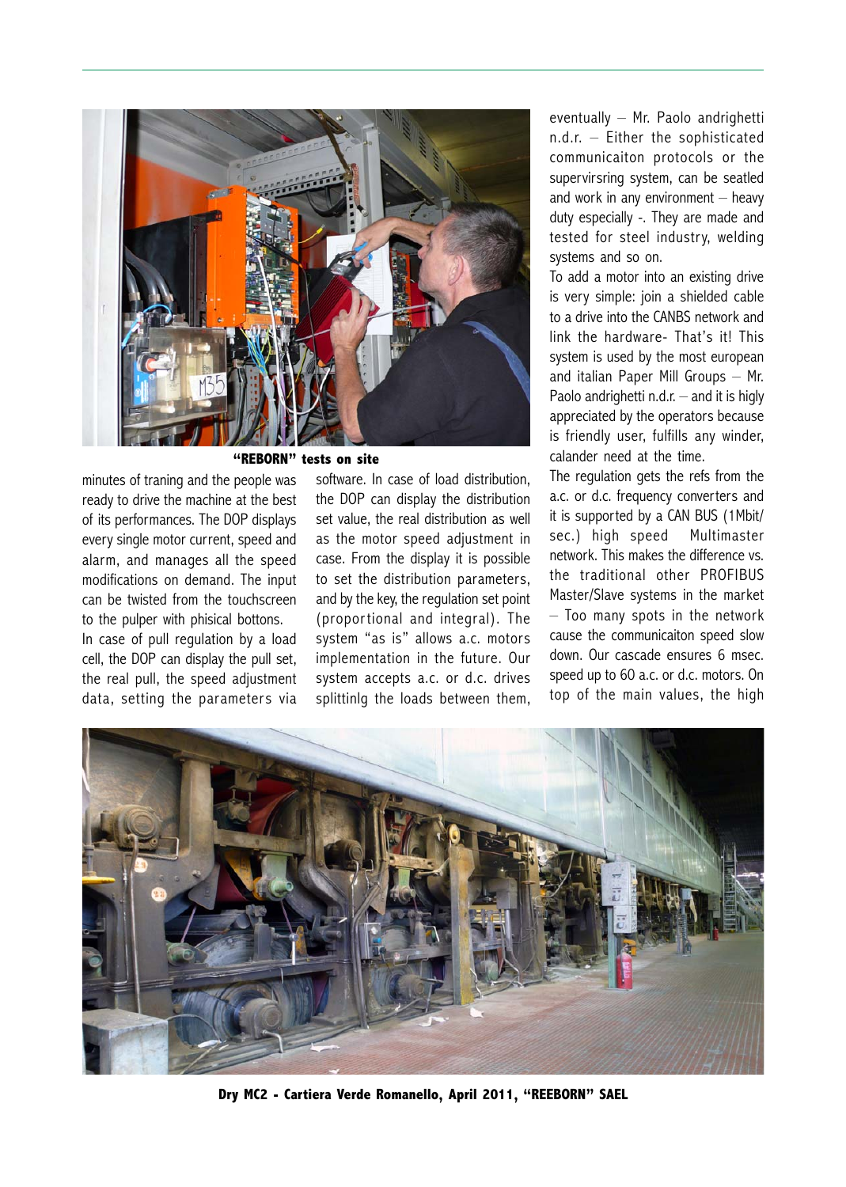**"REBORN" tests on site**

minutes of traning and the people was ready to drive the machine at the best of its performances. The DOP displays every single motor current, speed and alarm, and manages all the speed modifications on demand. The input can be twisted from the touchscreen to the pulper with phisical bottons.

In case of pull regulation by a load cell, the DOP can display the pull set, the real pull, the speed adjustment data, setting the parameters via software. In case of load distribution, the DOP can display the distribution set value, the real distribution as well as the motor speed adjustment in case. From the display it is possible to set the distribution parameters, and by the key, the regulation set point (proportional and integral). The system "as is" allows a.c. motors implementation in the future. Our system accepts a.c. or d.c. drives splittinlg the loads between them, eventually – Mr. Paolo andrighetti n.d.r. – Either the sophisticated communicaiton protocols or the supervirsring system, can be sealted and work in any environment – heavy duty especially -. They are made and tested for steel industry, welding systems and so on.

To add a motor into an existing drive is very simple: join a shielded cable to a drive into the CANBS network and link the hardware- That's it! This system is used by the most european and italian Paper Mill Groups – Mr. Paolo andrighetti n.d.r. – and it is higly appreciated by the operators because is friendly user, fulfills any winder, calander need at the time.

The regulation gets the refs from the a.c. or d.c. frequency converters and it is supported by a CAN BUS (1Mbit/sec.) high speed Multimaster network. This makes the difference vs. the traditional other PROFIBUS Master/Slave systems in the market – Too many spots in the network cause the communicaiton speed slow down. Our cascade ensures 6 msec. speed up to 60 a.c. or d.c. motors. On top of the main values, the high

**Dry MC2 - Cartiera Verde Romanello, April 2011, "REEBORN" SAEL**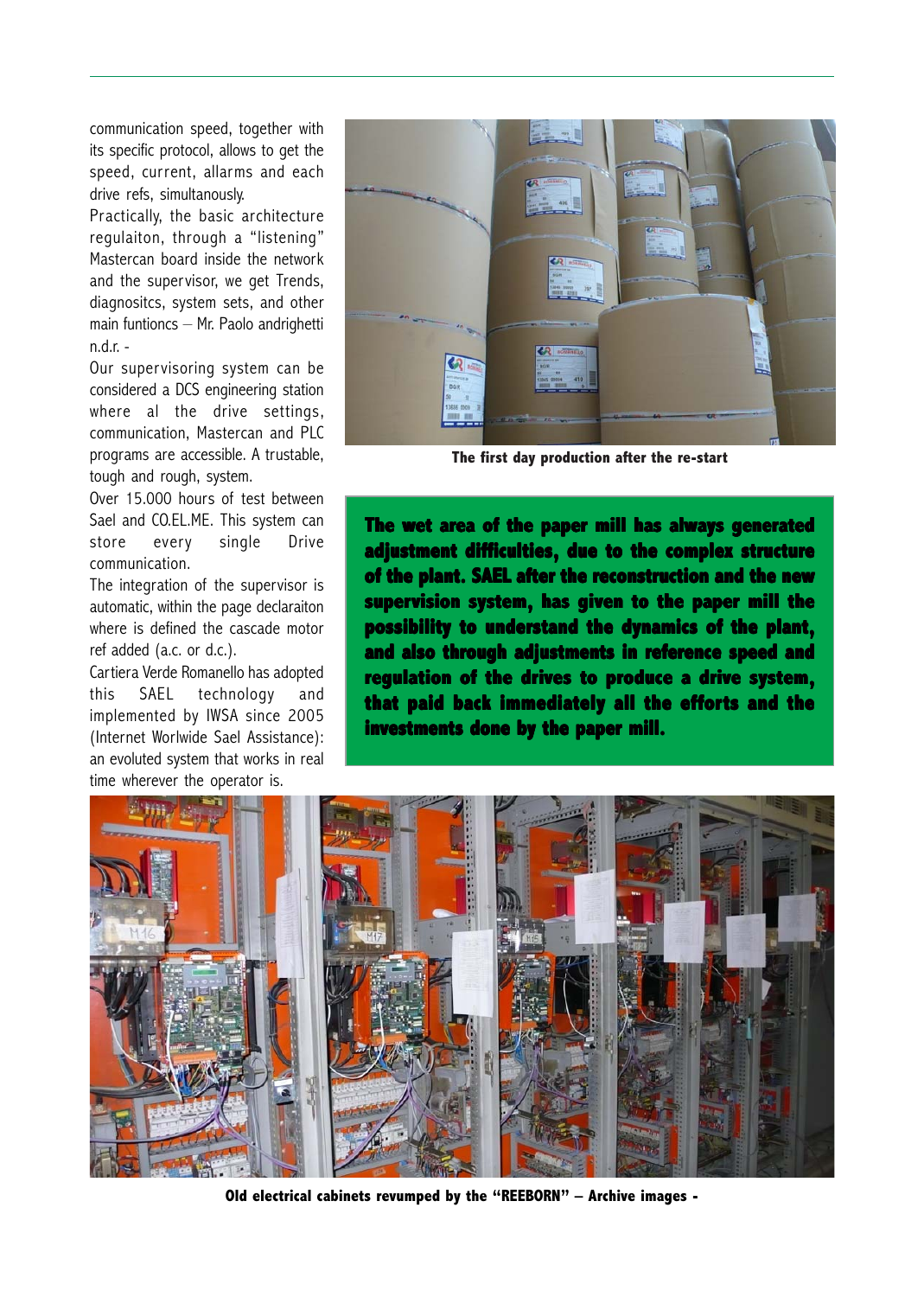communication speed, together with its specific protocol, allows to get the speed, current, allarms and each drive refs, simultanously.

Practically, the basic architecture regulaiton, through a "listening" Mastercan board inside the network and the supervisor, we get Trends, diagnositcs, system sets, and other main funtioncs – Mr. Paolo andrighetti n.d.r. -

Our supervisoring system can be considered a DCS engineering station where al the drive settings, communication, Mastercan and PLC programs are accessible. A trustable, tough and rough, system.

Over 15.000 hours of test between Sael and CO.EL.ME. This system can store every single Drive communication.

The integration of the supervisor is automatic, within the page declaraiton where is defined the cascade motor ref added (a.c. or d.c.).

Cartiera Verde Romanello has adopted this SAEL technology and implemented by IWSA since 2005 (Internet Worlwide Sael Assistance): an evoluted system that works in real time wherever the operator is.

**The first day production after the re-start**

**The wet area of the paper mill has always generated adjustment difficulties, due to the complex structure of the plant. SAEL after the reconstruction and the new supervision system, has given to the paper mill the possibility to understand the dynamics of the plant, and also through adjustments in reference speed and regulation of the drives to produce a drive system, that paid back immediately all the efforts and the investments done by the paper mill.**

**Old electrical cabinets revumped by the "REEBORN" – Archive images -**